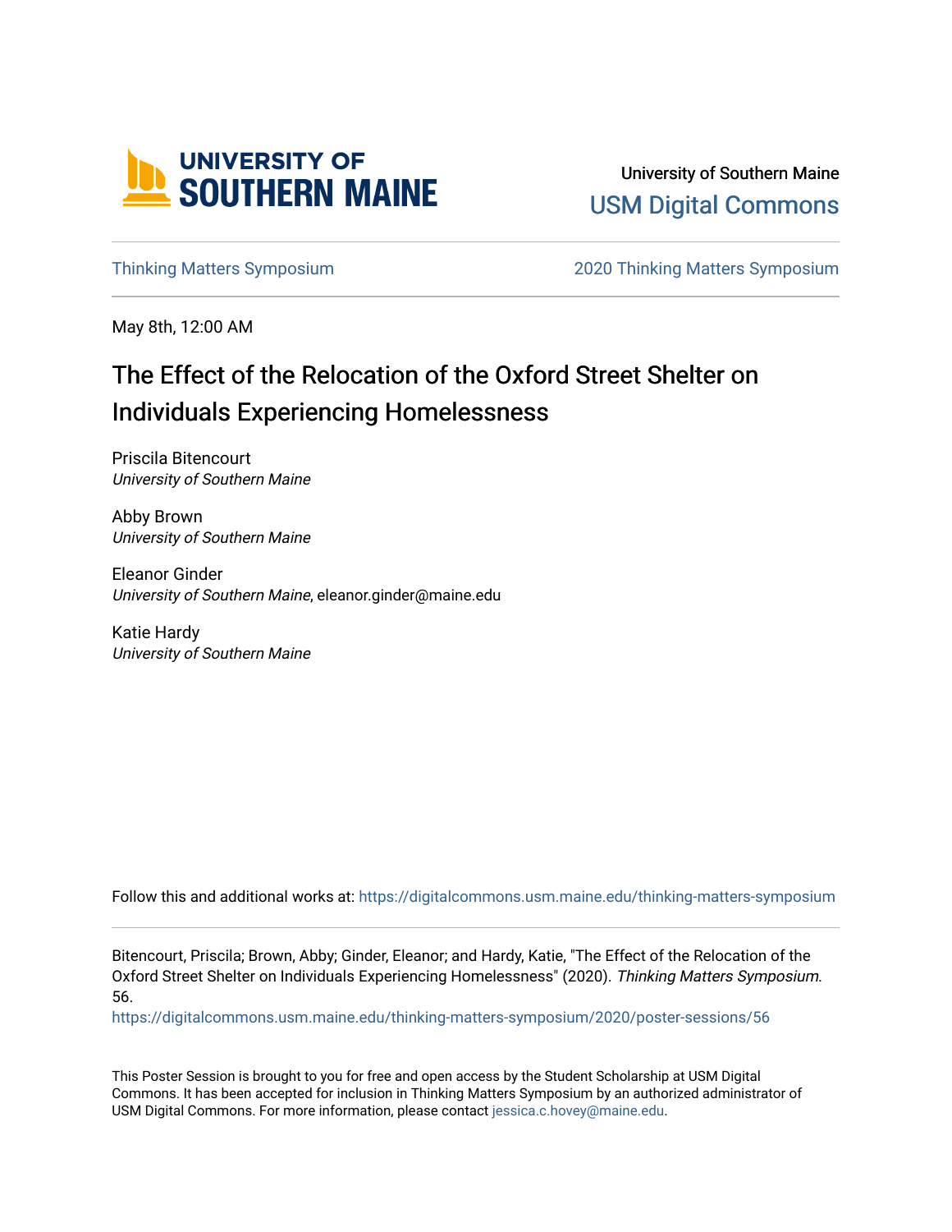University of Southern Maine

USM Digital Commons

Thinking Matters Symposium

2020 Thinking Matters Symposium

May 8th, 12:00 AM

# The Effect of the Relocation of the Oxford Street Shelter on Individuals Experiencing Homelessness

Priscila Bitencourt
*University of Southern Maine*

Abby Brown
*University of Southern Maine*

Eleanor Ginder
*University of Southern Maine*, eleanor.ginder@maine.edu

Katie Hardy
*University of Southern Maine*

Follow this and additional works at: https://digitalcommons.usm.maine.edu/thinking-matters-symposium

Bitencourt, Priscila; Brown, Abby; Ginder, Eleanor; and Hardy, Katie, "The Effect of the Relocation of the Oxford Street Shelter on Individuals Experiencing Homelessness" (2020). *Thinking Matters Symposium*. 56.
https://digitalcommons.usm.maine.edu/thinking-matters-symposium/2020/poster-sessions/56

This Poster Session is brought to you for free and open access by the Student Scholarship at USM Digital Commons. It has been accepted for inclusion in Thinking Matters Symposium by an authorized administrator of USM Digital Commons. For more information, please contact jessica.c.hovey@maine.edu.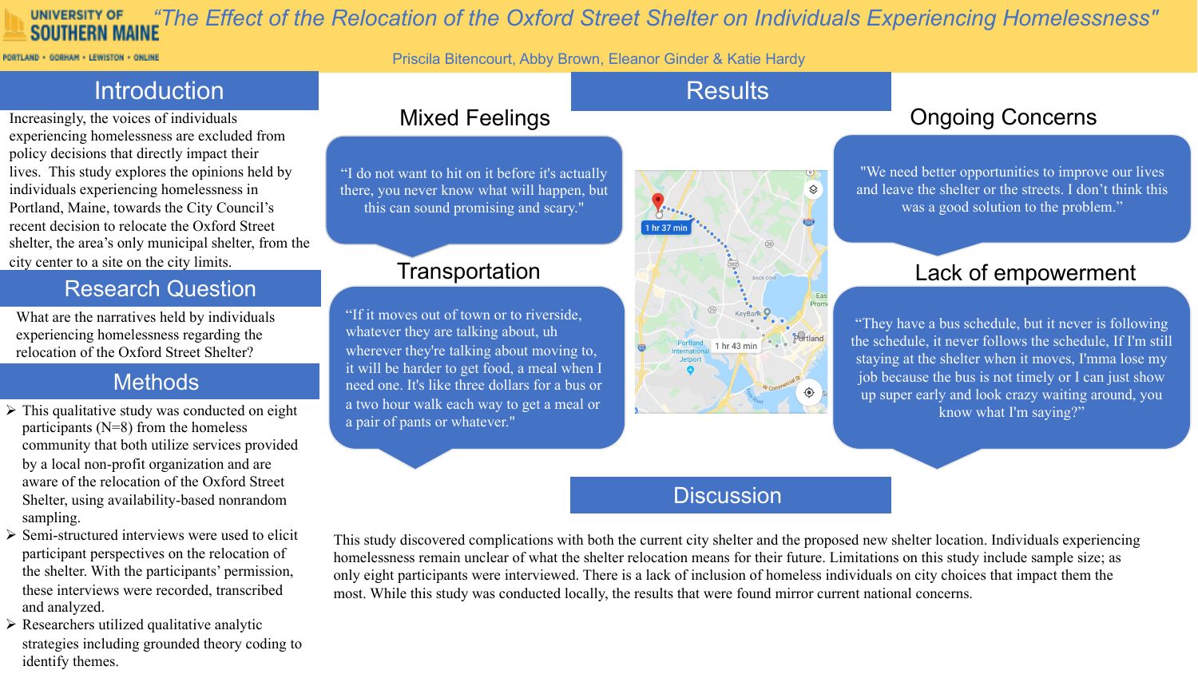# "The Effect of the Relocation of the Oxford Street Shelter on Individuals Experiencing Homelessness"

University of Southern Maine

Portland • Gorham • Lewiston • Online

Priscila Bitencourt, Abby Brown, Eleanor Ginder & Katie Hardy

## Introduction

Increasingly, the voices of individuals experiencing homelessness are excluded from policy decisions that directly impact their lives. This study explores the opinions held by individuals experiencing homelessness in Portland, Maine, towards the City Council's recent decision to relocate the Oxford Street shelter, the area's only municipal shelter, from the city center to a site on the city limits.

## Research Question

What are the narratives held by individuals experiencing homelessness regarding the relocation of the Oxford Street Shelter?

## Methods

- This qualitative study was conducted on eight participants (N=8) from the homeless community that both utilize services provided by a local non-profit organization and are aware of the relocation of the Oxford Street Shelter, using availability-based nonrandom sampling.
- Semi-structured interviews were used to elicit participant perspectives on the relocation of the shelter. With the participants' permission, these interviews were recorded, transcribed and analyzed.
- Researchers utilized qualitative analytic strategies including grounded theory coding to identify themes.

## Results

### Mixed Feelings

"I do not want to hit on it before it's actually there, you never know what will happen, but this can sound promising and scary."

### Transportation

"If it moves out of town or to riverside, whatever they are talking about, uh wherever they're talking about moving to, it will be harder to get food, a meal when I need one. It's like three dollars for a bus or a two hour walk each way to get a meal or a pair of pants or whatever."

1 hr 37 min

1 hr 43 min

Portland

### Ongoing Concerns

"We need better opportunities to improve our lives and leave the shelter or the streets. I don't think this was a good solution to the problem."

### Lack of empowerment

"They have a bus schedule, but it never is following the schedule, it never follows the schedule, If I'm still staying at the shelter when it moves, I'mma lose my job because the bus is not timely or I can just show up super early and look crazy waiting around, you know what I'm saying?"

## Discussion

This study discovered complications with both the current city shelter and the proposed new shelter location. Individuals experiencing homelessness remain unclear of what the shelter relocation means for their future. Limitations on this study include sample size; as only eight participants were interviewed. There is a lack of inclusion of homeless individuals on city choices that impact them the most. While this study was conducted locally, the results that were found mirror current national concerns.